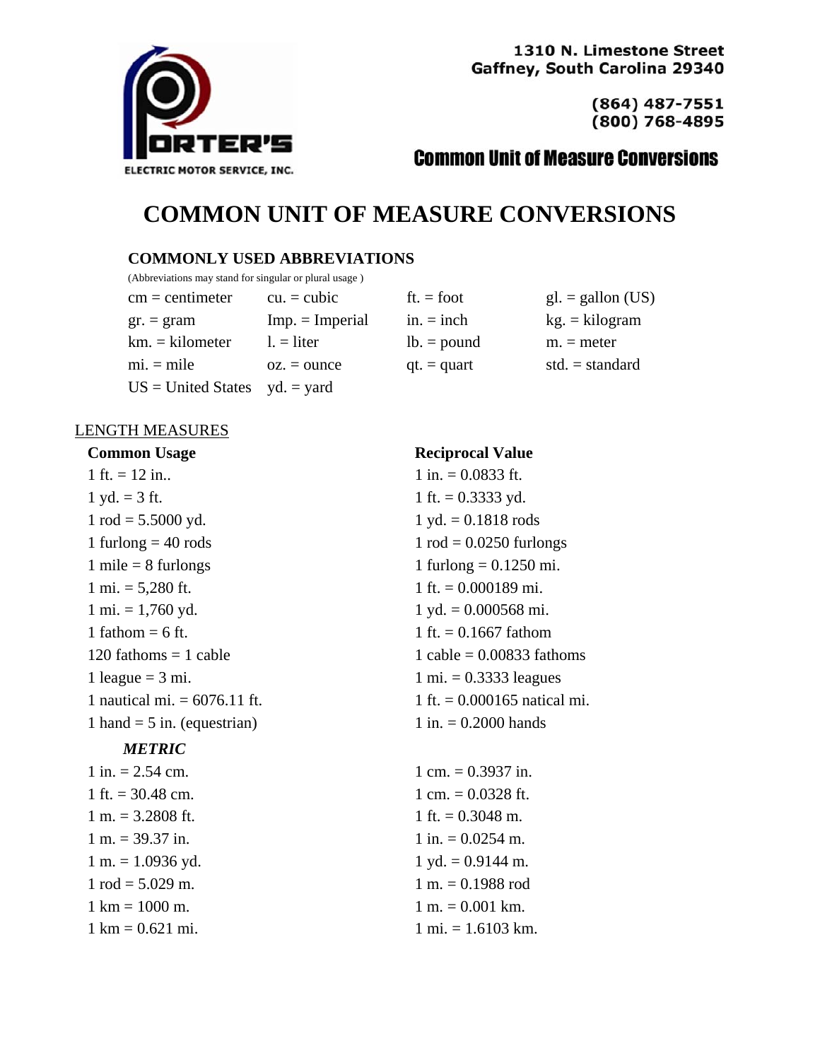1310 N. Limestone Street
Gaffney, South Carolina 29340

(864) 487-7551
(800) 768-4895

PORTER'S ELECTRIC MOTOR SERVICE, INC.

**Common Unit of Measure Conversions**

# COMMON UNIT OF MEASURE CONVERSIONS

## COMMONLY USED ABBREVIATIONS

(Abbreviations may stand for singular or plural usage )

| | | | |
|---|---|---|---|
| cm = centimeter | cu. = cubic | ft. = foot | gl. = gallon (US) |
| gr. = gram | Imp. = Imperial | in. = inch | kg. = kilogram |
| km. = kilometer | l. = liter | lb. = pound | m. = meter |
| mi. = mile | oz. = ounce | qt. = quart | std. = standard |
| US = United States | yd. = yard | | |

## LENGTH MEASURES

| Common Usage | Reciprocal Value |
|---|---|
| 1 ft. = 12 in.. | 1 in. = 0.0833 ft. |
| 1 yd. = 3 ft. | 1 ft. = 0.3333 yd. |
| 1 rod = 5.5000 yd. | 1 yd. = 0.1818 rods |
| 1 furlong = 40 rods | 1 rod = 0.0250 furlongs |
| 1 mile = 8 furlongs | 1 furlong = 0.1250 mi. |
| 1 mi. = 5,280 ft. | 1 ft. = 0.000189 mi. |
| 1 mi. = 1,760 yd. | 1 yd. = 0.000568 mi. |
| 1 fathom = 6 ft. | 1 ft. = 0.1667 fathom |
| 120 fathoms = 1 cable | 1 cable = 0.00833 fathoms |
| 1 league = 3 mi. | 1 mi. = 0.3333 leagues |
| 1 nautical mi. = 6076.11 ft. | 1 ft. = 0.000165 natical mi. |
| 1 hand = 5 in. (equestrian) | 1 in. = 0.2000 hands |
| ***METRIC*** | |
| 1 in. = 2.54 cm. | 1 cm. = 0.3937 in. |
| 1 ft. = 30.48 cm. | 1 cm. = 0.0328 ft. |
| 1 m. = 3.2808 ft. | 1 ft. = 0.3048 m. |
| 1 m. = 39.37 in. | 1 in. = 0.0254 m. |
| 1 m. = 1.0936 yd. | 1 yd. = 0.9144 m. |
| 1 rod = 5.029 m. | 1 m. = 0.1988 rod |
| 1 km = 1000 m. | 1 m. = 0.001 km. |
| 1 km = 0.621 mi. | 1 mi. = 1.6103 km. |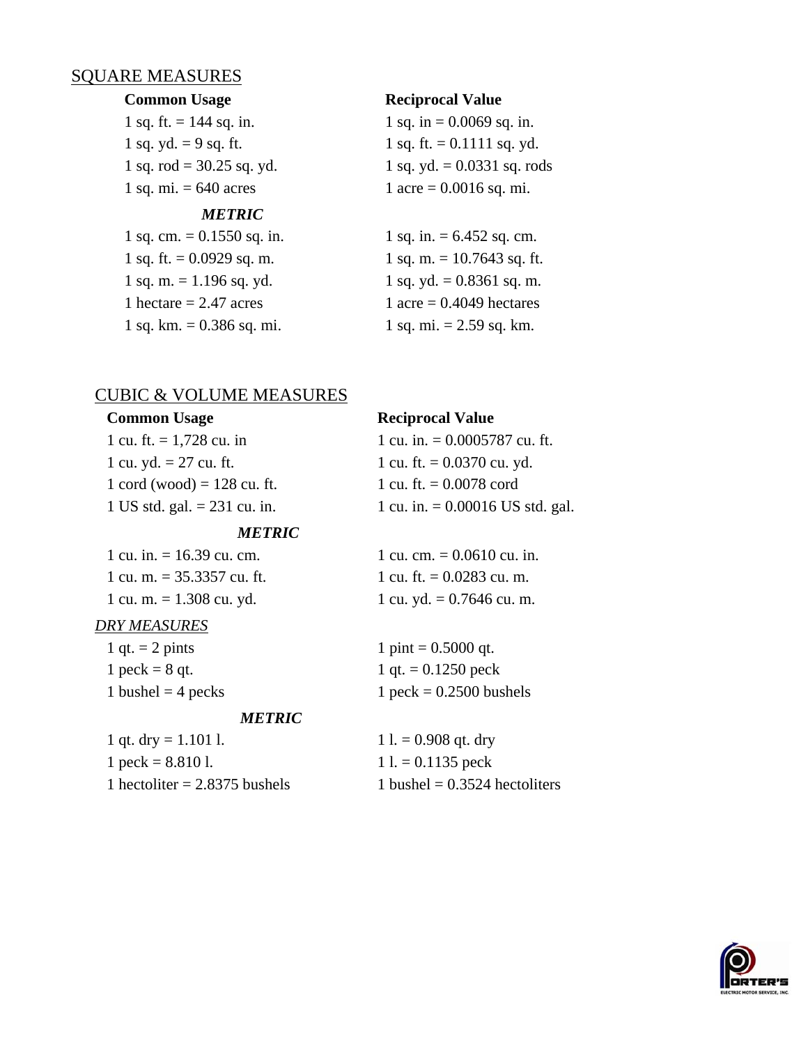## SQUARE MEASURES

| Common Usage | Reciprocal Value |
|---|---|
| 1 sq. ft. = 144 sq. in. | 1 sq. in = 0.0069 sq. in. |
| 1 sq. yd. = 9 sq. ft. | 1 sq. ft. = 0.1111 sq. yd. |
| 1 sq. rod = 30.25 sq. yd. | 1 sq. yd. = 0.0331 sq. rods |
| 1 sq. mi. = 640 acres | 1 acre = 0.0016 sq. mi. |
| ***METRIC*** | |
| 1 sq. cm. = 0.1550 sq. in. | 1 sq. in. = 6.452 sq. cm. |
| 1 sq. ft. = 0.0929 sq. m. | 1 sq. m. = 10.7643 sq. ft. |
| 1 sq. m. = 1.196 sq. yd. | 1 sq. yd. = 0.8361 sq. m. |
| 1 hectare = 2.47 acres | 1 acre = 0.4049 hectares |
| 1 sq. km. = 0.386 sq. mi. | 1 sq. mi. = 2.59 sq. km. |

## CUBIC & VOLUME MEASURES

| Common Usage | Reciprocal Value |
|---|---|
| 1 cu. ft. = 1,728 cu. in | 1 cu. in. = 0.0005787 cu. ft. |
| 1 cu. yd. = 27 cu. ft. | 1 cu. ft. = 0.0370 cu. yd. |
| 1 cord (wood) = 128 cu. ft. | 1 cu. ft. = 0.0078 cord |
| 1 US std. gal. = 231 cu. in. | 1 cu. in. = 0.00016 US std. gal. |
| ***METRIC*** | |
| 1 cu. in. = 16.39 cu. cm. | 1 cu. cm. = 0.0610 cu. in. |
| 1 cu. m. = 35.3357 cu. ft. | 1 cu. ft. = 0.0283 cu. m. |
| 1 cu. m. = 1.308 cu. yd. | 1 cu. yd. = 0.7646 cu. m. |

### *DRY MEASURES*

| | |
|---|---|
| 1 qt. = 2 pints | 1 pint = 0.5000 qt. |
| 1 peck = 8 qt. | 1 qt. = 0.1250 peck |
| 1 bushel = 4 pecks | 1 peck = 0.2500 bushels |
| ***METRIC*** | |
| 1 qt. dry = 1.101 l. | 1 l. = 0.908 qt. dry |
| 1 peck = 8.810 l. | 1 l. = 0.1135 peck |
| 1 hectoliter = 2.8375 bushels | 1 bushel = 0.3524 hectoliters |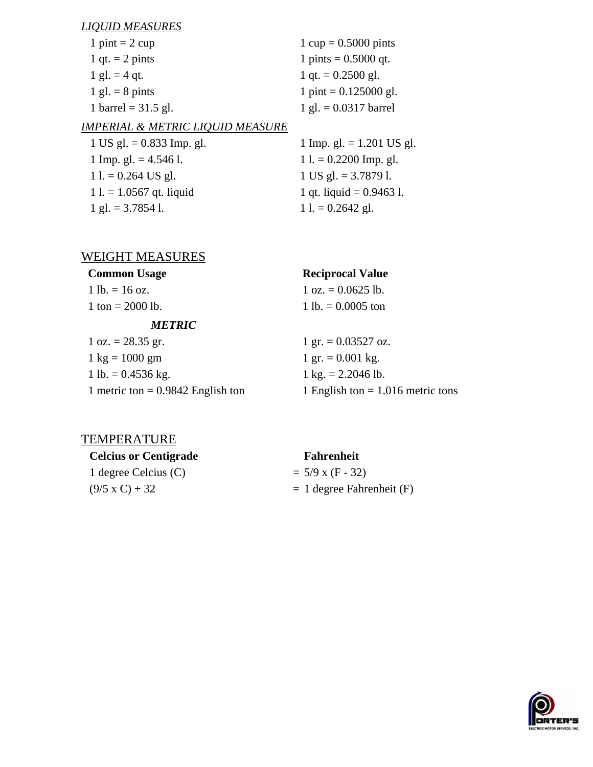*LIQUID MEASURES*

| | |
|---|---|
| 1 pint = 2 cup | 1 cup = 0.5000 pints |
| 1 qt. = 2 pints | 1 pints = 0.5000 qt. |
| 1 gl. = 4 qt. | 1 qt. = 0.2500 gl. |
| 1 gl. = 8 pints | 1 pint = 0.125000 gl. |
| 1 barrel = 31.5 gl. | 1 gl. = 0.0317 barrel |

*IMPERIAL & METRIC LIQUID MEASURE*

| | |
|---|---|
| 1 US gl. = 0.833 Imp. gl. | 1 Imp. gl. = 1.201 US gl. |
| 1 Imp. gl. = 4.546 l. | 1 l. = 0.2200 Imp. gl. |
| 1 l. = 0.264 US gl. | 1 US gl. = 3.7879 l. |
| 1 l. = 1.0567 qt. liquid | 1 qt. liquid = 0.9463 l. |
| 1 gl. = 3.7854 l. | 1 l. = 0.2642 gl. |

WEIGHT MEASURES

| **Common Usage** | **Reciprocal Value** |
|---|---|
| 1 lb. = 16 oz. | 1 oz. = 0.0625 lb. |
| 1 ton = 2000 lb. | 1 lb. = 0.0005 ton |
| ***METRIC*** | |
| 1 oz. = 28.35 gr. | 1 gr. = 0.03527 oz. |
| 1 kg = 1000 gm | 1 gr. = 0.001 kg. |
| 1 lb. = 0.4536 kg. | 1 kg. = 2.2046 lb. |
| 1 metric ton = 0.9842 English ton | 1 English ton = 1.016 metric tons |

TEMPERATURE

| **Celcius or Centigrade** | **Fahrenheit** |
|---|---|
| 1 degree Celcius (C) | = 5/9 x (F - 32) |
| (9/5 x C) + 32 | = 1 degree Fahrenheit (F) |